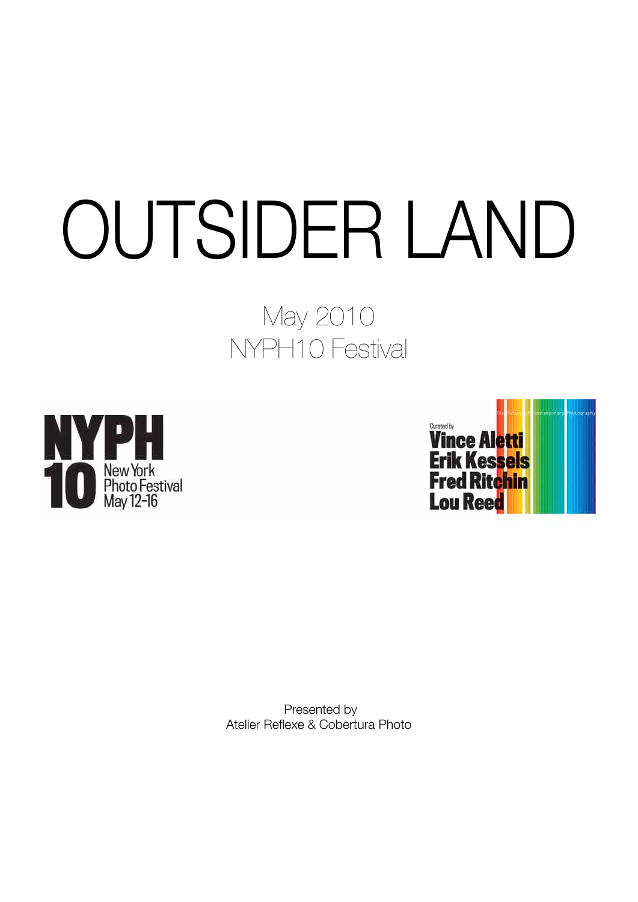# OUTSIDER LAND

May 2010
NYPH10 Festival

NYPH 10 New York Photo Festival May 12-16

Curated by
Vince Aletti
Erik Kessels
Fred Ritchin
Lou Reed

Presented by
Atelier Reflexe & Cobertura Photo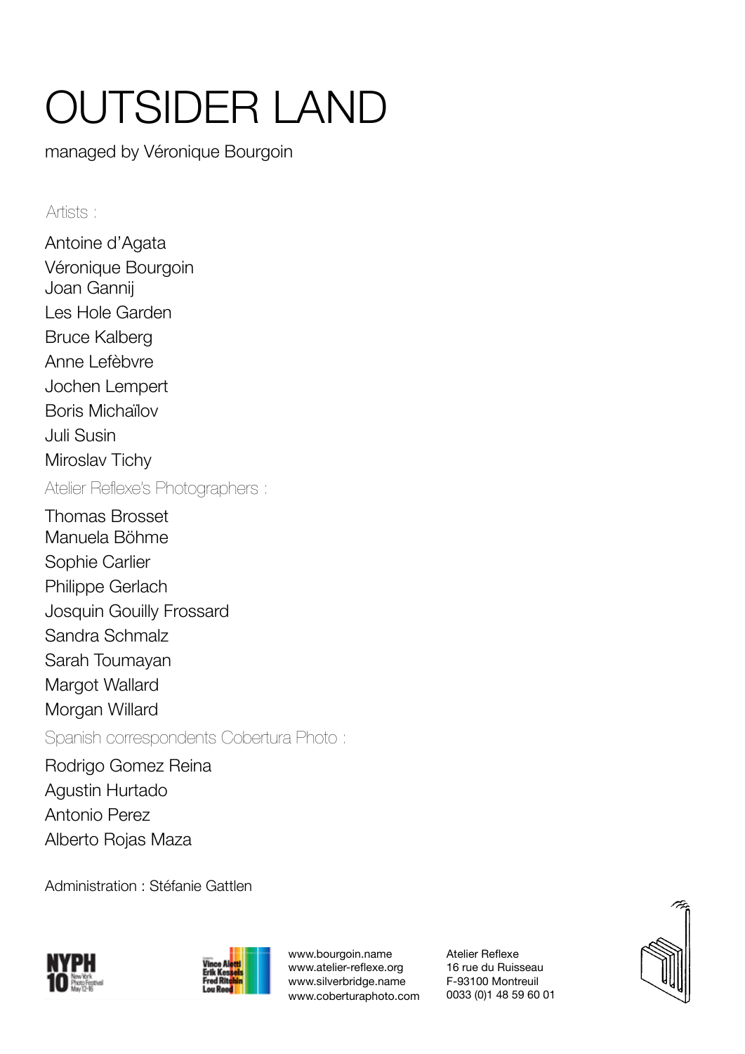# OUTSIDER LAND

managed by Véronique Bourgoin

Artists :

Antoine d'Agata
Véronique Bourgoin
Joan Gannij
Les Hole Garden
Bruce Kalberg
Anne Lefèbvre
Jochen Lempert
Boris Michaïlov
Juli Susin
Miroslav Tichy

Atelier Reflexe's Photographers :

Thomas Brosset
Manuela Böhme
Sophie Carlier
Philippe Gerlach
Josquin Gouilly Frossard
Sandra Schmalz
Sarah Toumayan
Margot Wallard
Morgan Willard

Spanish correspondents Cobertura Photo :

Rodrigo Gomez Reina
Agustin Hurtado
Antonio Perez
Alberto Rojas Maza

Administration : Stéfanie Gattlen

www.bourgoin.name
www.atelier-reflexe.org
www.silverbridge.name
www.coberturaphoto.com

Atelier Reflexe
16 rue du Ruisseau
F-93100 Montreuil
0033 (0)1 48 59 60 01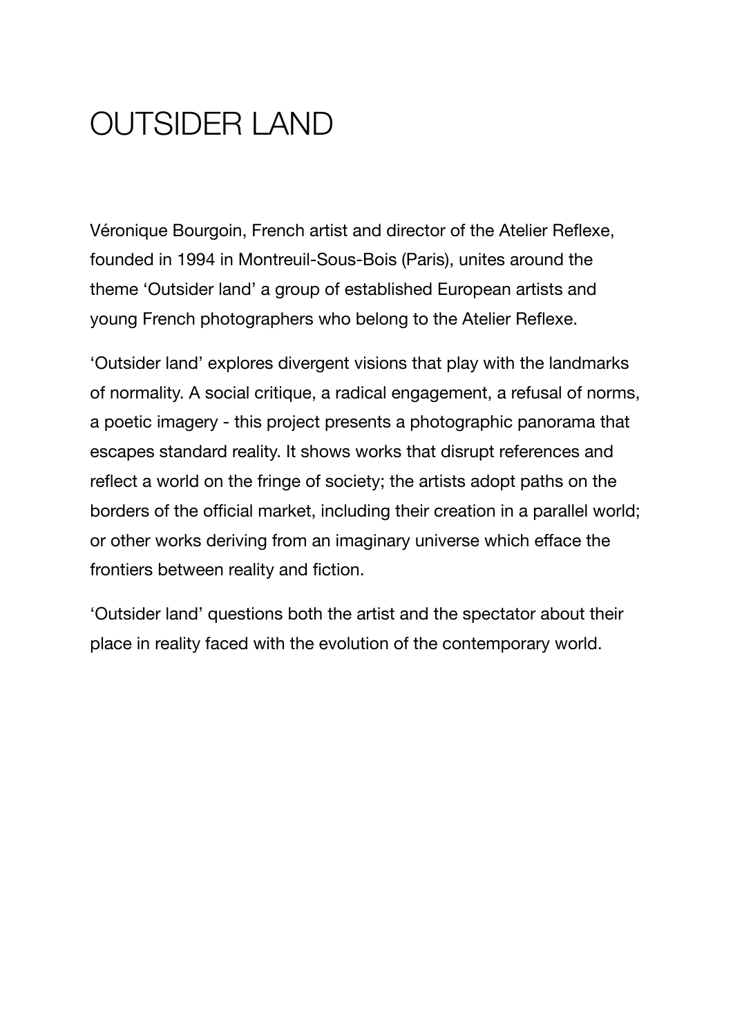# OUTSIDER LAND

Véronique Bourgoin, French artist and director of the Atelier Reflexe, founded in 1994 in Montreuil-Sous-Bois (Paris), unites around the theme 'Outsider land' a group of established European artists and young French photographers who belong to the Atelier Reflexe.

'Outsider land' explores divergent visions that play with the landmarks of normality. A social critique, a radical engagement, a refusal of norms, a poetic imagery - this project presents a photographic panorama that escapes standard reality. It shows works that disrupt references and reflect a world on the fringe of society; the artists adopt paths on the borders of the official market, including their creation in a parallel world; or other works deriving from an imaginary universe which efface the frontiers between reality and fiction.

'Outsider land' questions both the artist and the spectator about their place in reality faced with the evolution of the contemporary world.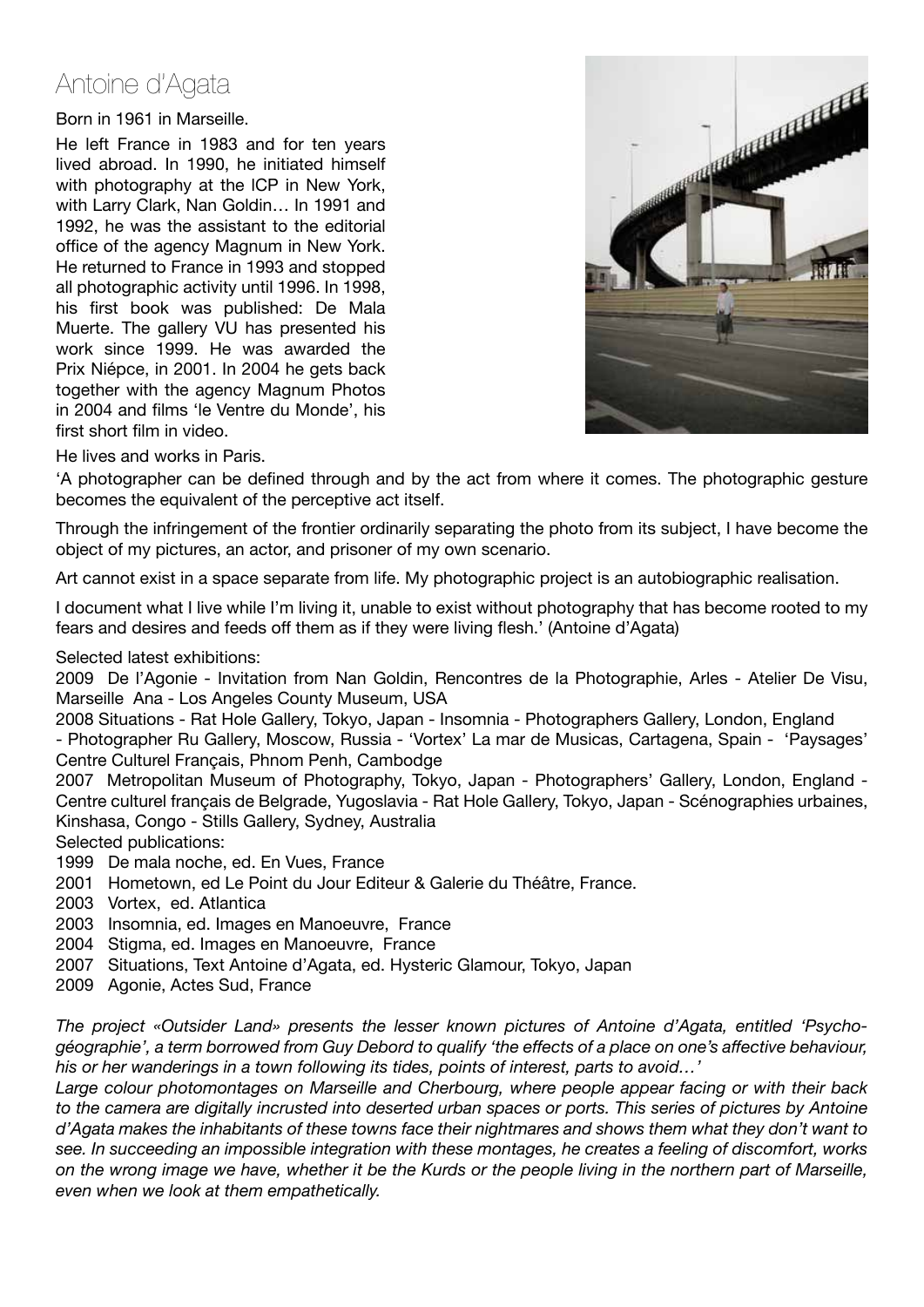# Antoine d'Agata

Born in 1961 in Marseille.

He left France in 1983 and for ten years lived abroad. In 1990, he initiated himself with photography at the ICP in New York, with Larry Clark, Nan Goldin… In 1991 and 1992, he was the assistant to the editorial office of the agency Magnum in New York. He returned to France in 1993 and stopped all photographic activity until 1996. In 1998, his first book was published: De Mala Muerte. The gallery VU has presented his work since 1999. He was awarded the Prix Niépce, in 2001. In 2004 he gets back together with the agency Magnum Photos in 2004 and films 'le Ventre du Monde', his first short film in video.

He lives and works in Paris.

'A photographer can be defined through and by the act from where it comes. The photographic gesture becomes the equivalent of the perceptive act itself.

Through the infringement of the frontier ordinarily separating the photo from its subject, I have become the object of my pictures, an actor, and prisoner of my own scenario.

Art cannot exist in a space separate from life. My photographic project is an autobiographic realisation.

I document what I live while I'm living it, unable to exist without photography that has become rooted to my fears and desires and feeds off them as if they were living flesh.' (Antoine d'Agata)

Selected latest exhibitions:

2009 De l'Agonie - Invitation from Nan Goldin, Rencontres de la Photographie, Arles - Atelier De Visu, Marseille Ana - Los Angeles County Museum, USA

2008 Situations - Rat Hole Gallery, Tokyo, Japan - Insomnia - Photographers Gallery, London, England - Photographer Ru Gallery, Moscow, Russia - 'Vortex' La mar de Musicas, Cartagena, Spain - 'Paysages' Centre Culturel Français, Phnom Penh, Cambodge

2007 Metropolitan Museum of Photography, Tokyo, Japan - Photographers' Gallery, London, England - Centre culturel français de Belgrade, Yugoslavia - Rat Hole Gallery, Tokyo, Japan - Scénographies urbaines, Kinshasa, Congo - Stills Gallery, Sydney, Australia

Selected publications:

1999 De mala noche, ed. En Vues, France
2001 Hometown, ed Le Point du Jour Editeur & Galerie du Théâtre, France.
2003 Vortex, ed. Atlantica
2003 Insomnia, ed. Images en Manoeuvre, France
2004 Stigma, ed. Images en Manoeuvre, France
2007 Situations, Text Antoine d'Agata, ed. Hysteric Glamour, Tokyo, Japan
2009 Agonie, Actes Sud, France

*The project «Outsider Land» presents the lesser known pictures of Antoine d'Agata, entitled 'Psycho-géographie', a term borrowed from Guy Debord to qualify 'the effects of a place on one's affective behaviour, his or her wanderings in a town following its tides, points of interest, parts to avoid…'*

*Large colour photomontages on Marseille and Cherbourg, where people appear facing or with their back to the camera are digitally incrusted into deserted urban spaces or ports. This series of pictures by Antoine d'Agata makes the inhabitants of these towns face their nightmares and shows them what they don't want to see. In succeeding an impossible integration with these montages, he creates a feeling of discomfort, works on the wrong image we have, whether it be the Kurds or the people living in the northern part of Marseille, even when we look at them empathetically.*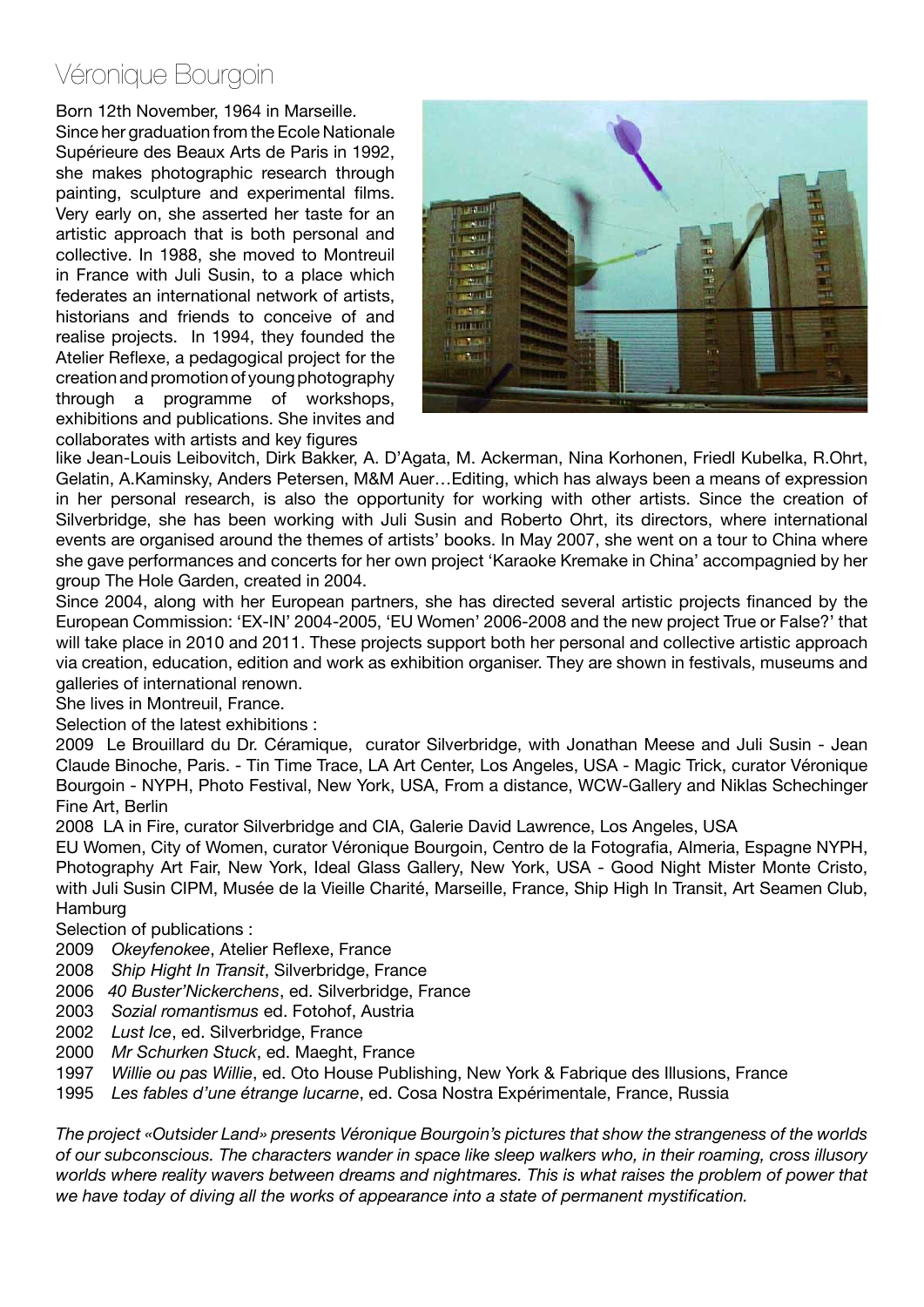# Véronique Bourgoin

Born 12th November, 1964 in Marseille.
Since her graduation from the Ecole Nationale Supérieure des Beaux Arts de Paris in 1992, she makes photographic research through painting, sculpture and experimental films. Very early on, she asserted her taste for an artistic approach that is both personal and collective. In 1988, she moved to Montreuil in France with Juli Susin, to a place which federates an international network of artists, historians and friends to conceive of and realise projects. In 1994, they founded the Atelier Reflexe, a pedagogical project for the creation and promotion of young photography through a programme of workshops, exhibitions and publications. She invites and collaborates with artists and key figures like Jean-Louis Leibovitch, Dirk Bakker, A. D'Agata, M. Ackerman, Nina Korhonen, Friedl Kubelka, R.Ohrt, Gelatin, A.Kaminsky, Anders Petersen, M&M Auer…Editing, which has always been a means of expression in her personal research, is also the opportunity for working with other artists. Since the creation of Silverbridge, she has been working with Juli Susin and Roberto Ohrt, its directors, where international events are organised around the themes of artists' books. In May 2007, she went on a tour to China where she gave performances and concerts for her own project 'Karaoke Kremake in China' accompagnied by her group The Hole Garden, created in 2004.

Since 2004, along with her European partners, she has directed several artistic projects financed by the European Commission: 'EX-IN' 2004-2005, 'EU Women' 2006-2008 and the new project True or False?' that will take place in 2010 and 2011. These projects support both her personal and collective artistic approach via creation, education, edition and work as exhibition organiser. They are shown in festivals, museums and galleries of international renown.

She lives in Montreuil, France.

Selection of the latest exhibitions :

2009 Le Brouillard du Dr. Céramique, curator Silverbridge, with Jonathan Meese and Juli Susin - Jean Claude Binoche, Paris. - Tin Time Trace, LA Art Center, Los Angeles, USA - Magic Trick, curator Véronique Bourgoin - NYPH, Photo Festival, New York, USA, From a distance, WCW-Gallery and Niklas Schechinger Fine Art, Berlin

2008 LA in Fire, curator Silverbridge and CIA, Galerie David Lawrence, Los Angeles, USA
EU Women, City of Women, curator Véronique Bourgoin, Centro de la Fotografia, Almeria, Espagne NYPH, Photography Art Fair, New York, Ideal Glass Gallery, New York, USA - Good Night Mister Monte Cristo, with Juli Susin CIPM, Musée de la Vieille Charité, Marseille, France, Ship High In Transit, Art Seamen Club, Hamburg

Selection of publications :

2009 *Okeyfenokee*, Atelier Reflexe, France
2008 *Ship Hight In Transit*, Silverbridge, France
2006 *40 Buster'Nickerchens*, ed. Silverbridge, France
2003 *Sozial romantismus* ed. Fotohof, Austria
2002 *Lust Ice*, ed. Silverbridge, France
2000 *Mr Schurken Stuck*, ed. Maeght, France
1997 *Willie ou pas Willie*, ed. Oto House Publishing, New York & Fabrique des Illusions, France
1995 *Les fables d'une étrange lucarne*, ed. Cosa Nostra Expérimentale, France, Russia

*The project «Outsider Land» presents Véronique Bourgoin's pictures that show the strangeness of the worlds of our subconscious. The characters wander in space like sleep walkers who, in their roaming, cross illusory worlds where reality wavers between dreams and nightmares. This is what raises the problem of power that we have today of diving all the works of appearance into a state of permanent mystification.*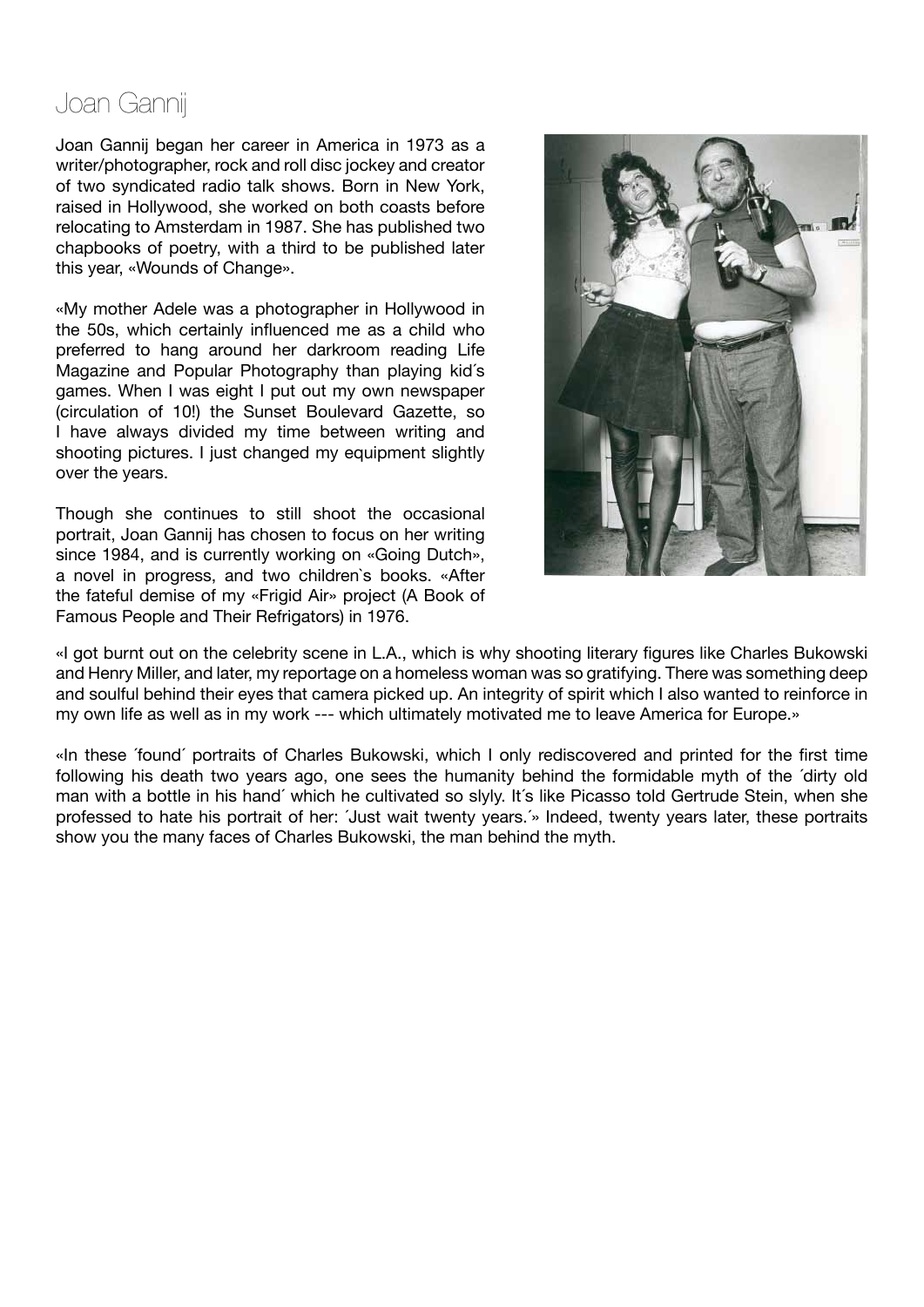# Joan Gannij

Joan Gannij began her career in America in 1973 as a writer/photographer, rock and roll disc jockey and creator of two syndicated radio talk shows. Born in New York, raised in Hollywood, she worked on both coasts before relocating to Amsterdam in 1987. She has published two chapbooks of poetry, with a third to be published later this year, «Wounds of Change».

«My mother Adele was a photographer in Hollywood in the 50s, which certainly influenced me as a child who preferred to hang around her darkroom reading Life Magazine and Popular Photography than playing kid´s games. When I was eight I put out my own newspaper (circulation of 10!) the Sunset Boulevard Gazette, so I have always divided my time between writing and shooting pictures. I just changed my equipment slightly over the years.

Though she continues to still shoot the occasional portrait, Joan Gannij has chosen to focus on her writing since 1984, and is currently working on «Going Dutch», a novel in progress, and two children`s books. «After the fateful demise of my «Frigid Air» project (A Book of Famous People and Their Refrigators) in 1976.

«I got burnt out on the celebrity scene in L.A., which is why shooting literary figures like Charles Bukowski and Henry Miller, and later, my reportage on a homeless woman was so gratifying. There was something deep and soulful behind their eyes that camera picked up. An integrity of spirit which I also wanted to reinforce in my own life as well as in my work --- which ultimately motivated me to leave America for Europe.»

«In these ´found´ portraits of Charles Bukowski, which I only rediscovered and printed for the first time following his death two years ago, one sees the humanity behind the formidable myth of the ´dirty old man with a bottle in his hand´ which he cultivated so slyly. It´s like Picasso told Gertrude Stein, when she professed to hate his portrait of her: ´Just wait twenty years.´» Indeed, twenty years later, these portraits show you the many faces of Charles Bukowski, the man behind the myth.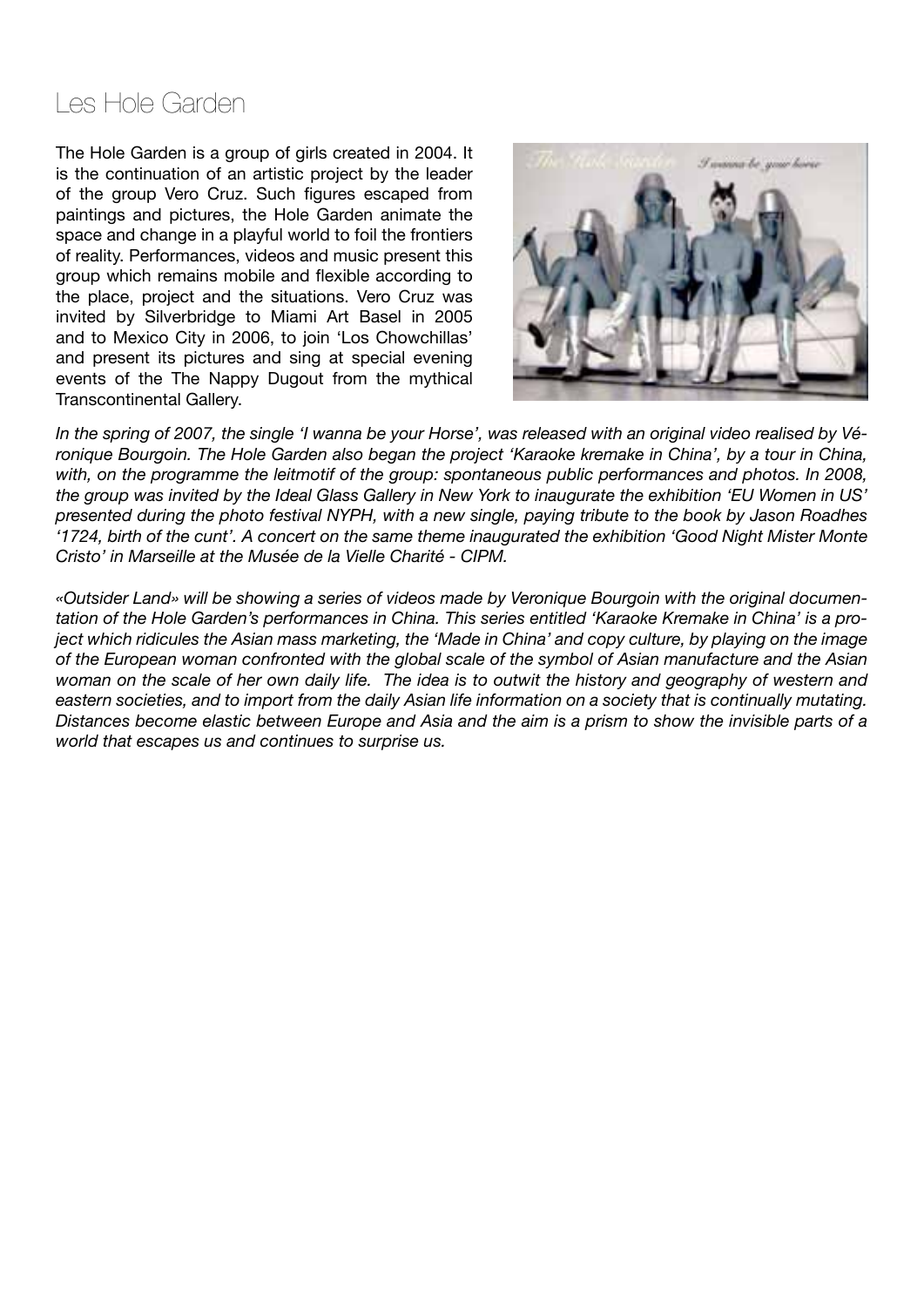# Les Hole Garden

The Hole Garden is a group of girls created in 2004. It is the continuation of an artistic project by the leader of the group Vero Cruz. Such figures escaped from paintings and pictures, the Hole Garden animate the space and change in a playful world to foil the frontiers of reality. Performances, videos and music present this group which remains mobile and flexible according to the place, project and the situations. Vero Cruz was invited by Silverbridge to Miami Art Basel in 2005 and to Mexico City in 2006, to join 'Los Chowchillas' and present its pictures and sing at special evening events of the The Nappy Dugout from the mythical Transcontinental Gallery.

*In the spring of 2007, the single 'I wanna be your Horse', was released with an original video realised by Véronique Bourgoin. The Hole Garden also began the project 'Karaoke kremake in China', by a tour in China, with, on the programme the leitmotif of the group: spontaneous public performances and photos. In 2008, the group was invited by the Ideal Glass Gallery in New York to inaugurate the exhibition 'EU Women in US' presented during the photo festival NYPH, with a new single, paying tribute to the book by Jason Roadhes '1724, birth of the cunt'. A concert on the same theme inaugurated the exhibition 'Good Night Mister Monte Cristo' in Marseille at the Musée de la Vielle Charité - CIPM.*

*«Outsider Land» will be showing a series of videos made by Veronique Bourgoin with the original documentation of the Hole Garden's performances in China. This series entitled 'Karaoke Kremake in China' is a project which ridicules the Asian mass marketing, the 'Made in China' and copy culture, by playing on the image of the European woman confronted with the global scale of the symbol of Asian manufacture and the Asian woman on the scale of her own daily life. The idea is to outwit the history and geography of western and eastern societies, and to import from the daily Asian life information on a society that is continually mutating. Distances become elastic between Europe and Asia and the aim is a prism to show the invisible parts of a world that escapes us and continues to surprise us.*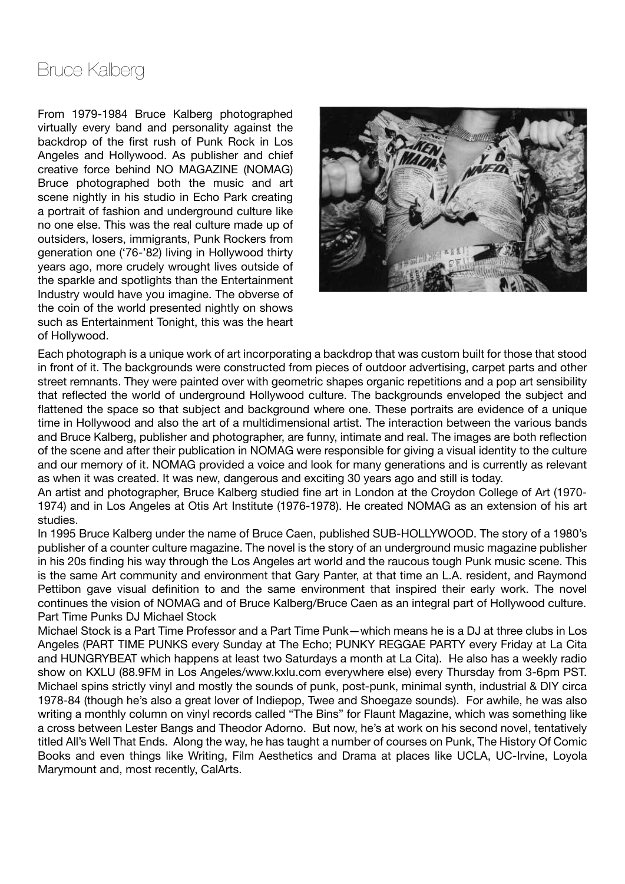# Bruce Kalberg

From 1979-1984 Bruce Kalberg photographed virtually every band and personality against the backdrop of the first rush of Punk Rock in Los Angeles and Hollywood. As publisher and chief creative force behind NO MAGAZINE (NOMAG) Bruce photographed both the music and art scene nightly in his studio in Echo Park creating a portrait of fashion and underground culture like no one else. This was the real culture made up of outsiders, losers, immigrants, Punk Rockers from generation one ('76-'82) living in Hollywood thirty years ago, more crudely wrought lives outside of the sparkle and spotlights than the Entertainment Industry would have you imagine. The obverse of the coin of the world presented nightly on shows such as Entertainment Tonight, this was the heart of Hollywood.

Each photograph is a unique work of art incorporating a backdrop that was custom built for those that stood in front of it. The backgrounds were constructed from pieces of outdoor advertising, carpet parts and other street remnants. They were painted over with geometric shapes organic repetitions and a pop art sensibility that reflected the world of underground Hollywood culture. The backgrounds enveloped the subject and flattened the space so that subject and background where one. These portraits are evidence of a unique time in Hollywood and also the art of a multidimensional artist. The interaction between the various bands and Bruce Kalberg, publisher and photographer, are funny, intimate and real. The images are both reflection of the scene and after their publication in NOMAG were responsible for giving a visual identity to the culture and our memory of it. NOMAG provided a voice and look for many generations and is currently as relevant as when it was created. It was new, dangerous and exciting 30 years ago and still is today.

An artist and photographer, Bruce Kalberg studied fine art in London at the Croydon College of Art (1970-1974) and in Los Angeles at Otis Art Institute (1976-1978). He created NOMAG as an extension of his art studies.

In 1995 Bruce Kalberg under the name of Bruce Caen, published SUB-HOLLYWOOD. The story of a 1980's publisher of a counter culture magazine. The novel is the story of an underground music magazine publisher in his 20s finding his way through the Los Angeles art world and the raucous tough Punk music scene. This is the same Art community and environment that Gary Panter, at that time an L.A. resident, and Raymond Pettibon gave visual definition to and the same environment that inspired their early work. The novel continues the vision of NOMAG and of Bruce Kalberg/Bruce Caen as an integral part of Hollywood culture.

Part Time Punks DJ Michael Stock

Michael Stock is a Part Time Professor and a Part Time Punk—which means he is a DJ at three clubs in Los Angeles (PART TIME PUNKS every Sunday at The Echo; PUNKY REGGAE PARTY every Friday at La Cita and HUNGRYBEAT which happens at least two Saturdays a month at La Cita). He also has a weekly radio show on KXLU (88.9FM in Los Angeles/www.kxlu.com everywhere else) every Thursday from 3-6pm PST. Michael spins strictly vinyl and mostly the sounds of punk, post-punk, minimal synth, industrial & DIY circa 1978-84 (though he's also a great lover of Indiepop, Twee and Shoegaze sounds). For awhile, he was also writing a monthly column on vinyl records called "The Bins" for Flaunt Magazine, which was something like a cross between Lester Bangs and Theodor Adorno. But now, he's at work on his second novel, tentatively titled All's Well That Ends. Along the way, he has taught a number of courses on Punk, The History Of Comic Books and even things like Writing, Film Aesthetics and Drama at places like UCLA, UC-Irvine, Loyola Marymount and, most recently, CalArts.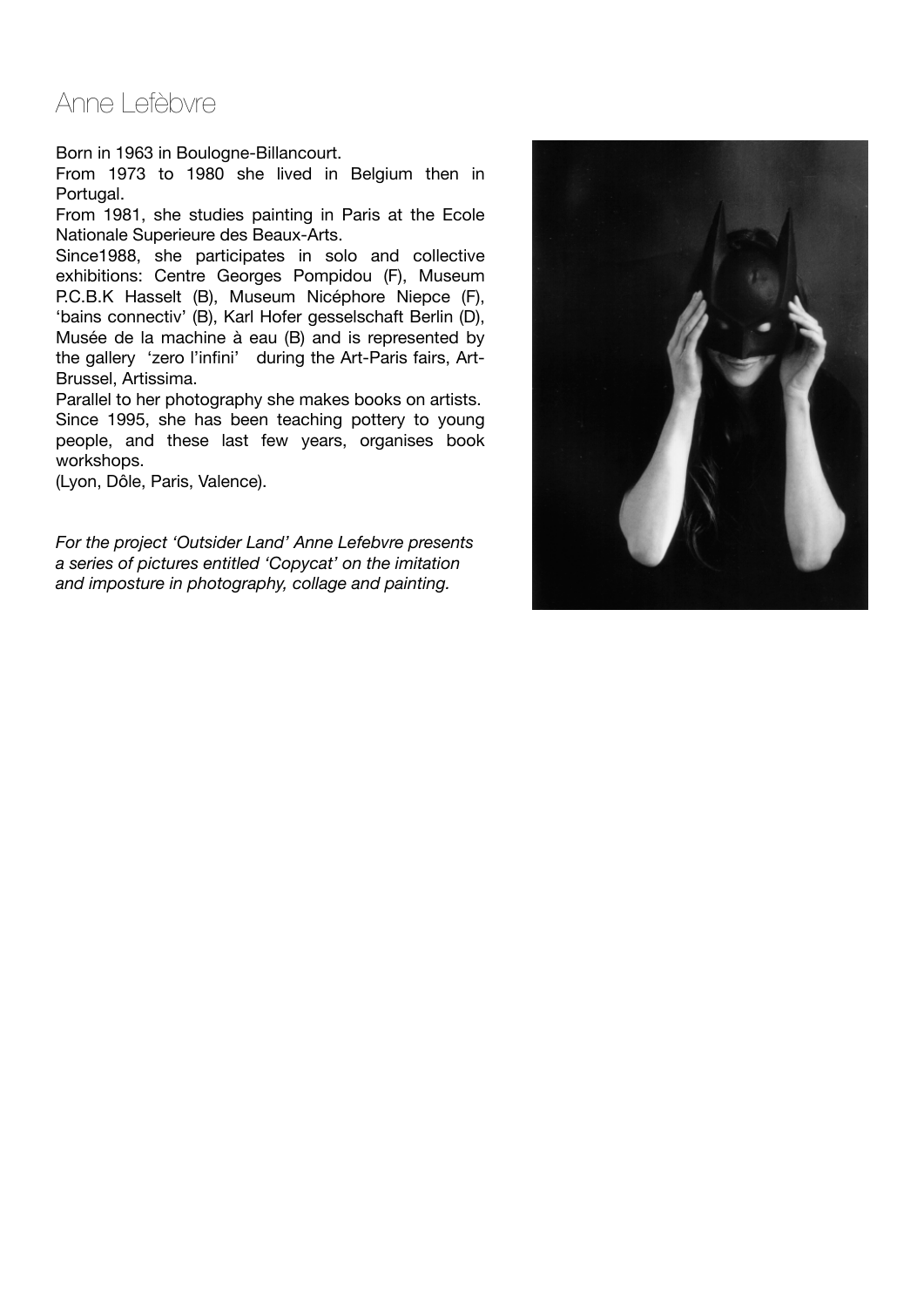# Anne Lefèbvre

Born in 1963 in Boulogne-Billancourt.
From 1973 to 1980 she lived in Belgium then in Portugal.
From 1981, she studies painting in Paris at the Ecole Nationale Superieure des Beaux-Arts.
Since1988, she participates in solo and collective exhibitions: Centre Georges Pompidou (F), Museum P.C.B.K Hasselt (B), Museum Nicéphore Niepce (F), 'bains connectiv' (B), Karl Hofer gesselschaft Berlin (D), Musée de la machine à eau (B) and is represented by the gallery 'zero l'infini' during the Art-Paris fairs, Art-Brussel, Artissima.
Parallel to her photography she makes books on artists.
Since 1995, she has been teaching pottery to young people, and these last few years, organises book workshops.
(Lyon, Dôle, Paris, Valence).

*For the project 'Outsider Land' Anne Lefebvre presents a series of pictures entitled 'Copycat' on the imitation and imposture in photography, collage and painting.*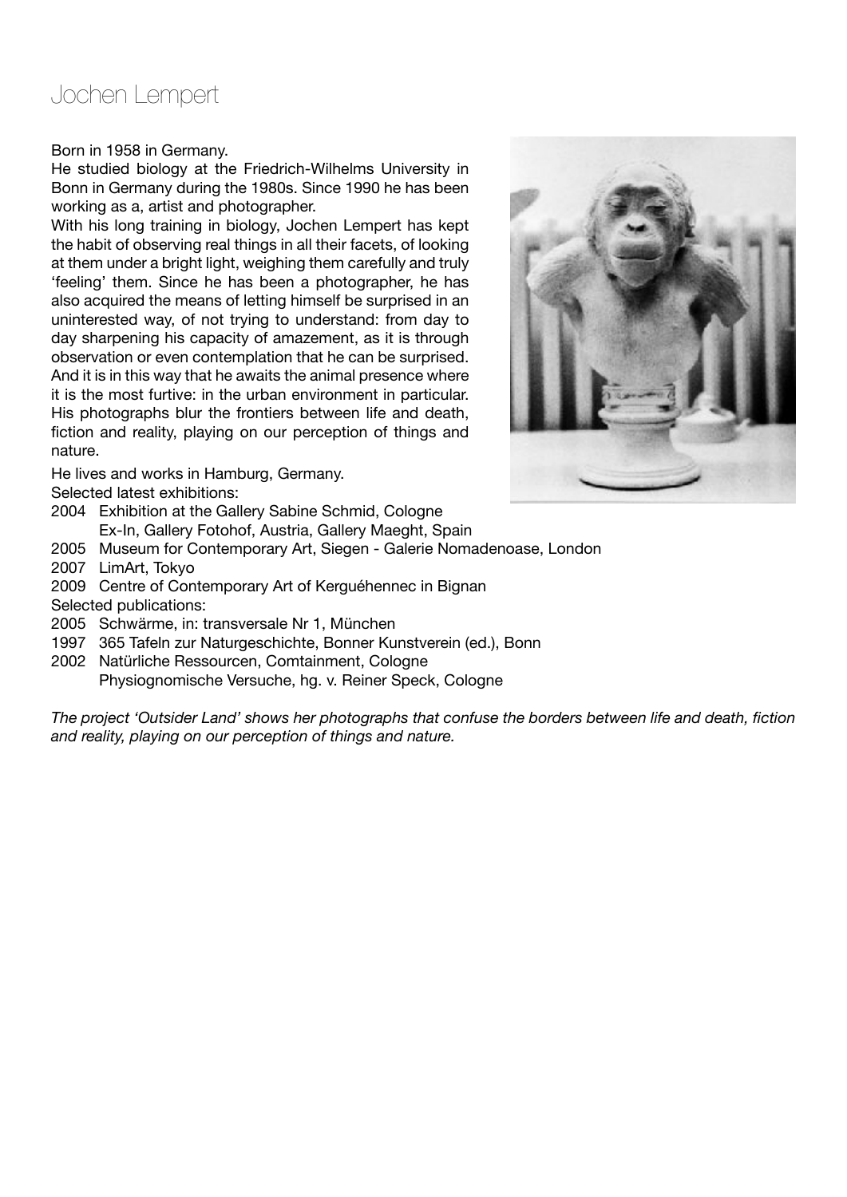# Jochen Lempert

Born in 1958 in Germany.

He studied biology at the Friedrich-Wilhelms University in Bonn in Germany during the 1980s. Since 1990 he has been working as a, artist and photographer.

With his long training in biology, Jochen Lempert has kept the habit of observing real things in all their facets, of looking at them under a bright light, weighing them carefully and truly 'feeling' them. Since he has been a photographer, he has also acquired the means of letting himself be surprised in an uninterested way, of not trying to understand: from day to day sharpening his capacity of amazement, as it is through observation or even contemplation that he can be surprised. And it is in this way that he awaits the animal presence where it is the most furtive: in the urban environment in particular. His photographs blur the frontiers between life and death, fiction and reality, playing on our perception of things and nature.

He lives and works in Hamburg, Germany.

Selected latest exhibitions:

2004 Exhibition at the Gallery Sabine Schmid, Cologne
Ex-In, Gallery Fotohof, Austria, Gallery Maeght, Spain
2005 Museum for Contemporary Art, Siegen - Galerie Nomadenoase, London
2007 LimArt, Tokyo
2009 Centre of Contemporary Art of Kerguéhennec in Bignan

Selected publications:

2005 Schwärme, in: transversale Nr 1, München
1997 365 Tafeln zur Naturgeschichte, Bonner Kunstverein (ed.), Bonn
2002 Natürliche Ressourcen, Comtainment, Cologne
Physiognomische Versuche, hg. v. Reiner Speck, Cologne

*The project 'Outsider Land' shows her photographs that confuse the borders between life and death, fiction and reality, playing on our perception of things and nature.*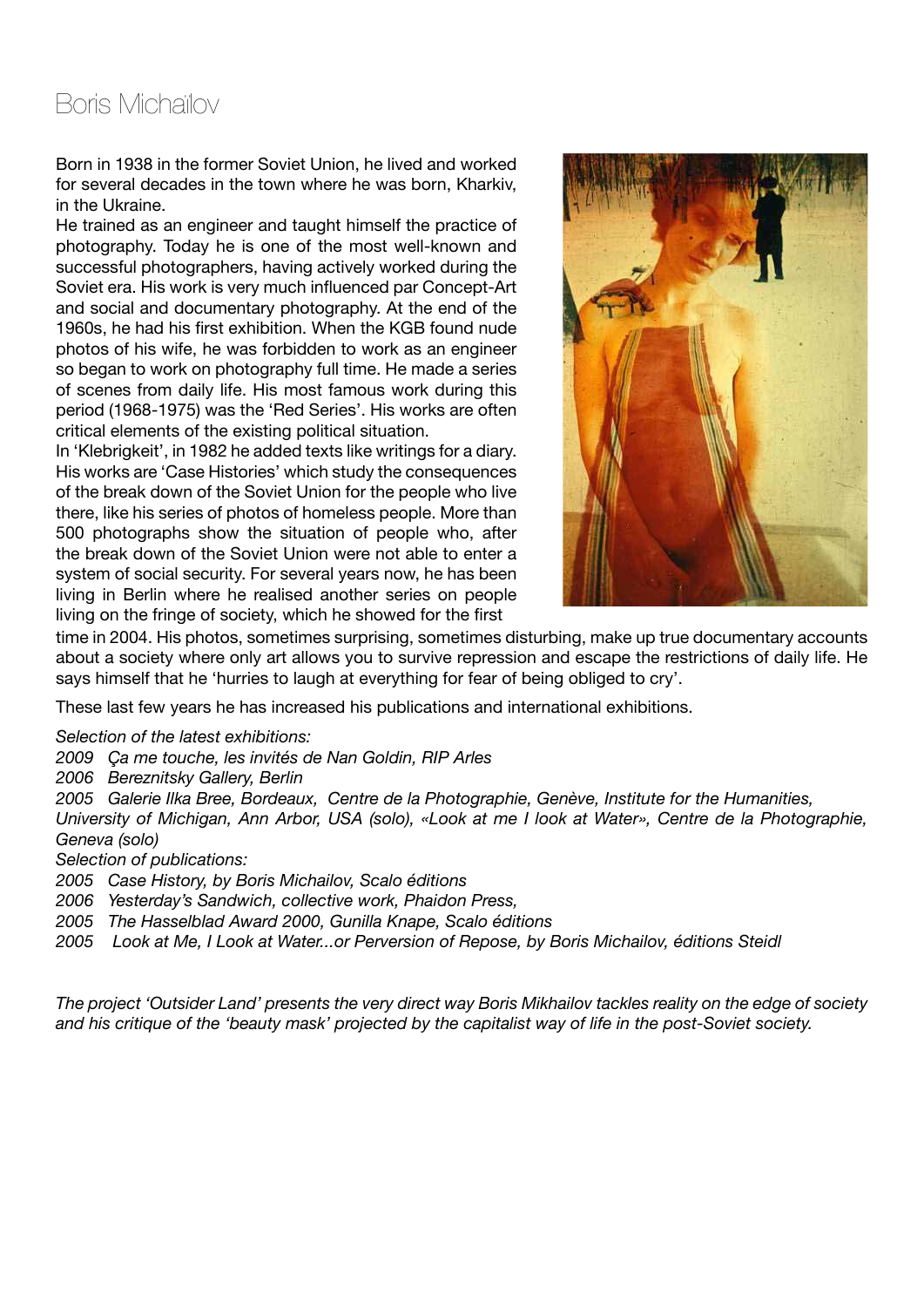# Boris Michaïlov

Born in 1938 in the former Soviet Union, he lived and worked for several decades in the town where he was born, Kharkiv, in the Ukraine.

He trained as an engineer and taught himself the practice of photography. Today he is one of the most well-known and successful photographers, having actively worked during the Soviet era. His work is very much influenced par Concept-Art and social and documentary photography. At the end of the 1960s, he had his first exhibition. When the KGB found nude photos of his wife, he was forbidden to work as an engineer so began to work on photography full time. He made a series of scenes from daily life. His most famous work during this period (1968-1975) was the 'Red Series'. His works are often critical elements of the existing political situation.

In 'Klebrigkeit', in 1982 he added texts like writings for a diary. His works are 'Case Histories' which study the consequences of the break down of the Soviet Union for the people who live there, like his series of photos of homeless people. More than 500 photographs show the situation of people who, after the break down of the Soviet Union were not able to enter a system of social security. For several years now, he has been living in Berlin where he realised another series on people living on the fringe of society, which he showed for the first time in 2004. His photos, sometimes surprising, sometimes disturbing, make up true documentary accounts about a society where only art allows you to survive repression and escape the restrictions of daily life. He says himself that he 'hurries to laugh at everything for fear of being obliged to cry'.

These last few years he has increased his publications and international exhibitions.

*Selection of the latest exhibitions:*

*2009 Ça me touche, les invités de Nan Goldin, RIP Arles*

*2006 Bereznitsky Gallery, Berlin*

*2005 Galerie Ilka Bree, Bordeaux, Centre de la Photographie, Genève, Institute for the Humanities, University of Michigan, Ann Arbor, USA (solo), «Look at me I look at Water», Centre de la Photographie, Geneva (solo)*

*Selection of publications:*

*2005 Case History, by Boris Michailov, Scalo éditions*

*2006 Yesterday's Sandwich, collective work, Phaidon Press,*

*2005 The Hasselblad Award 2000, Gunilla Knape, Scalo éditions*

*2005 Look at Me, I Look at Water...or Perversion of Repose, by Boris Michailov, éditions Steidl*

*The project 'Outsider Land' presents the very direct way Boris Mikhailov tackles reality on the edge of society and his critique of the 'beauty mask' projected by the capitalist way of life in the post-Soviet society.*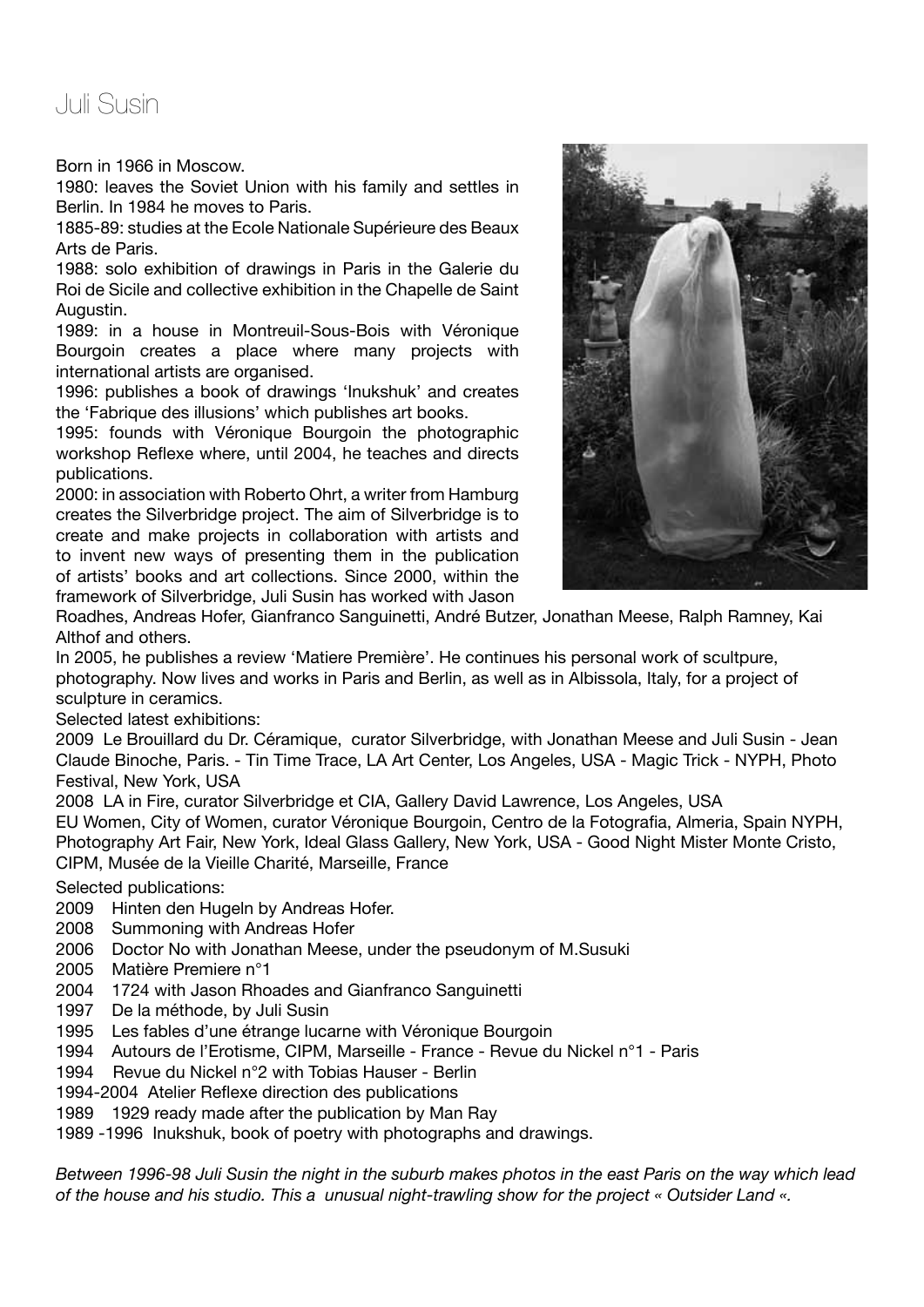# Juli Susin

Born in 1966 in Moscow.

1980: leaves the Soviet Union with his family and settles in Berlin. In 1984 he moves to Paris.

1885-89: studies at the Ecole Nationale Supérieure des Beaux Arts de Paris.

1988: solo exhibition of drawings in Paris in the Galerie du Roi de Sicile and collective exhibition in the Chapelle de Saint Augustin.

1989: in a house in Montreuil-Sous-Bois with Véronique Bourgoin creates a place where many projects with international artists are organised.

1996: publishes a book of drawings 'Inukshuk' and creates the 'Fabrique des illusions' which publishes art books.

1995: founds with Véronique Bourgoin the photographic workshop Reflexe where, until 2004, he teaches and directs publications.

2000: in association with Roberto Ohrt, a writer from Hamburg creates the Silverbridge project. The aim of Silverbridge is to create and make projects in collaboration with artists and to invent new ways of presenting them in the publication of artists' books and art collections. Since 2000, within the framework of Silverbridge, Juli Susin has worked with Jason Roadhes, Andreas Hofer, Gianfranco Sanguinetti, André Butzer, Jonathan Meese, Ralph Ramney, Kai Althof and others.

In 2005, he publishes a review 'Matiere Première'. He continues his personal work of scultpure, photography. Now lives and works in Paris and Berlin, as well as in Albissola, Italy, for a project of sculpture in ceramics.

Selected latest exhibitions:

2009 Le Brouillard du Dr. Céramique, curator Silverbridge, with Jonathan Meese and Juli Susin - Jean Claude Binoche, Paris. - Tin Time Trace, LA Art Center, Los Angeles, USA - Magic Trick - NYPH, Photo Festival, New York, USA

2008 LA in Fire, curator Silverbridge et CIA, Gallery David Lawrence, Los Angeles, USA

EU Women, City of Women, curator Véronique Bourgoin, Centro de la Fotografia, Almeria, Spain NYPH, Photography Art Fair, New York, Ideal Glass Gallery, New York, USA - Good Night Mister Monte Cristo, CIPM, Musée de la Vieille Charité, Marseille, France

Selected publications:

2009 Hinten den Hugeln by Andreas Hofer.
2008 Summoning with Andreas Hofer
2006 Doctor No with Jonathan Meese, under the pseudonym of M.Susuki
2005 Matière Premiere n°1
2004 1724 with Jason Rhoades and Gianfranco Sanguinetti
1997 De la méthode, by Juli Susin
1995 Les fables d'une étrange lucarne with Véronique Bourgoin
1994 Autours de l'Erotisme, CIPM, Marseille - France - Revue du Nickel n°1 - Paris
1994 Revue du Nickel n°2 with Tobias Hauser - Berlin
1994-2004 Atelier Reflexe direction des publications
1989 1929 ready made after the publication by Man Ray
1989 -1996 Inukshuk, book of poetry with photographs and drawings.

*Between 1996-98 Juli Susin the night in the suburb makes photos in the east Paris on the way which lead of the house and his studio. This a unusual night-trawling show for the project « Outsider Land «.*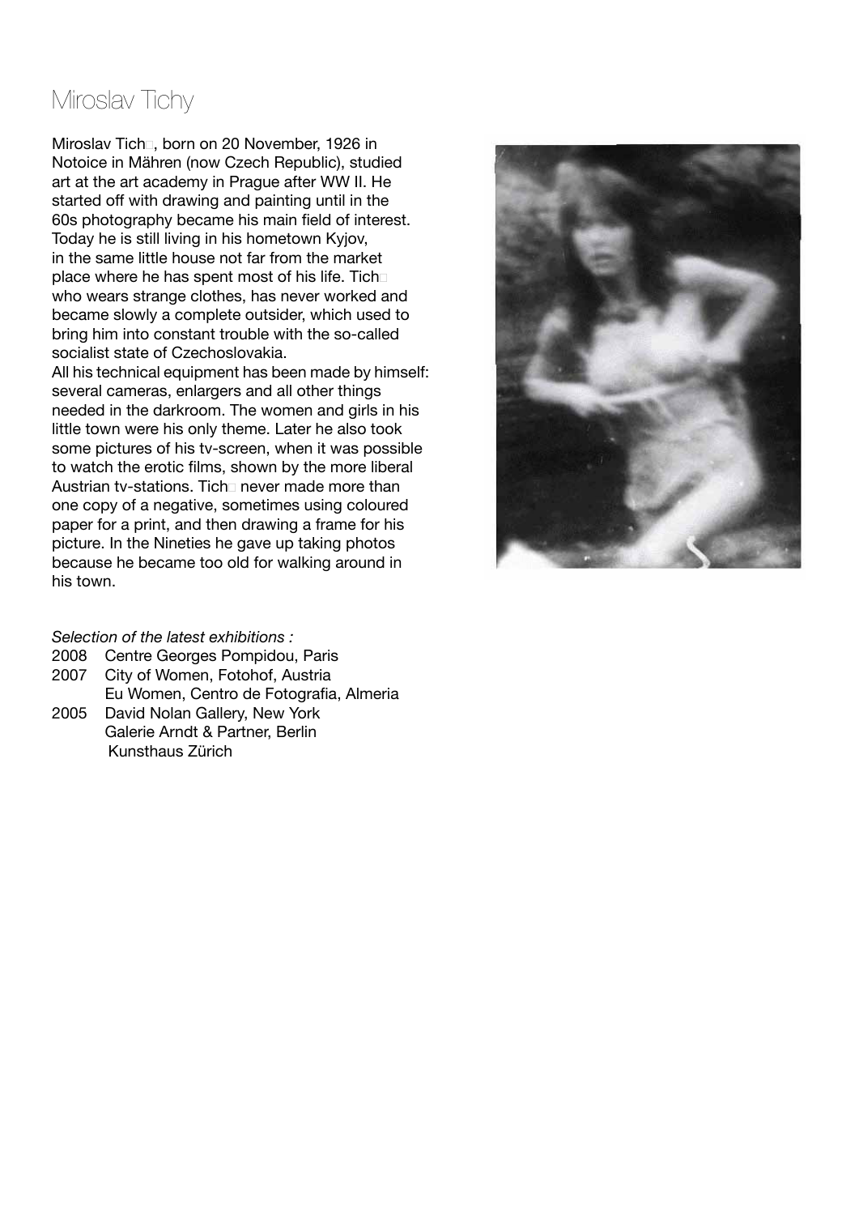# Miroslav Tichy

Miroslav Tich□, born on 20 November, 1926 in Notoice in Mähren (now Czech Republic), studied art at the art academy in Prague after WW II. He started off with drawing and painting until in the 60s photography became his main field of interest. Today he is still living in his hometown Kyjov, in the same little house not far from the market place where he has spent most of his life. Tich□ who wears strange clothes, has never worked and became slowly a complete outsider, which used to bring him into constant trouble with the so-called socialist state of Czechoslovakia.

All his technical equipment has been made by himself: several cameras, enlargers and all other things needed in the darkroom. The women and girls in his little town were his only theme. Later he also took some pictures of his tv-screen, when it was possible to watch the erotic films, shown by the more liberal Austrian tv-stations. Tich□ never made more than one copy of a negative, sometimes using coloured paper for a print, and then drawing a frame for his picture. In the Nineties he gave up taking photos because he became too old for walking around in his town.

*Selection of the latest exhibitions :*

2008 Centre Georges Pompidou, Paris

2007 City of Women, Fotohof, Austria
Eu Women, Centro de Fotografia, Almeria

2005 David Nolan Gallery, New York
Galerie Arndt & Partner, Berlin
Kunsthaus Zürich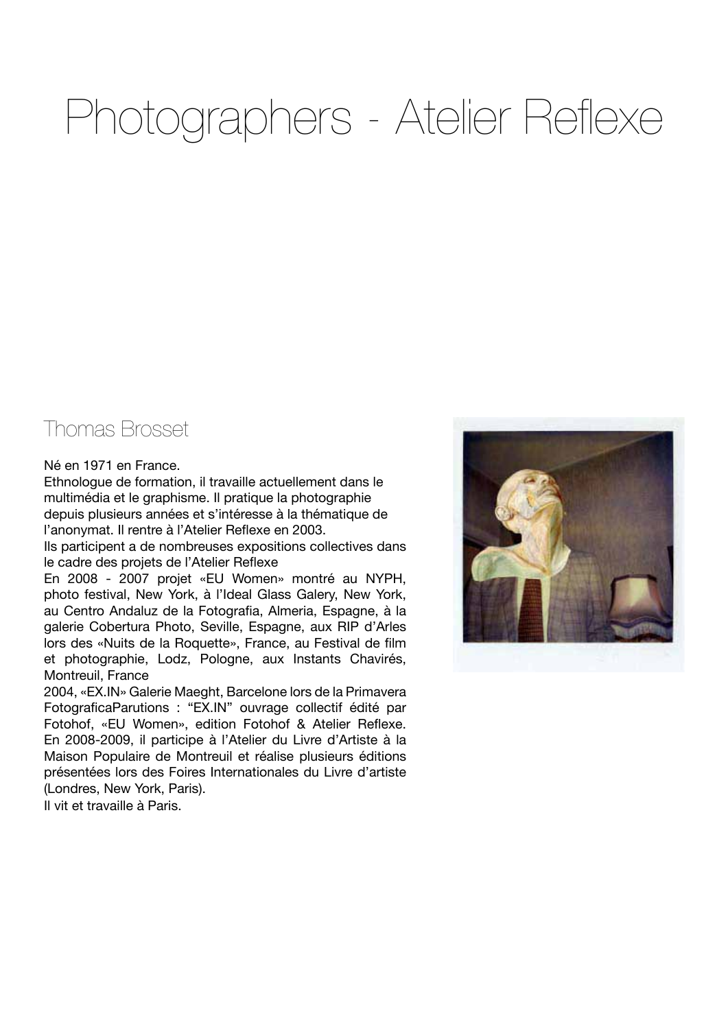# Photographers - Atelier Reflexe

## Thomas Brosset

Né en 1971 en France.
Ethnologue de formation, il travaille actuellement dans le multimédia et le graphisme. Il pratique la photographie depuis plusieurs années et s'intéresse à la thématique de l'anonymat. Il rentre à l'Atelier Reflexe en 2003.
Ils participent a de nombreuses expositions collectives dans le cadre des projets de l'Atelier Reflexe
En 2008 - 2007 projet «EU Women» montré au NYPH, photo festival, New York, à l'Ideal Glass Galery, New York, au Centro Andaluz de la Fotografia, Almeria, Espagne, à la galerie Cobertura Photo, Seville, Espagne, aux RIP d'Arles lors des «Nuits de la Roquette», France, au Festival de film et photographie, Lodz, Pologne, aux Instants Chavirés, Montreuil, France
2004, «EX.IN» Galerie Maeght, Barcelone lors de la Primavera FotograficaParutions : "EX.IN" ouvrage collectif édité par Fotohof, «EU Women», edition Fotohof & Atelier Reflexe.
En 2008-2009, il participe à l'Atelier du Livre d'Artiste à la Maison Populaire de Montreuil et réalise plusieurs éditions présentées lors des Foires Internationales du Livre d'artiste (Londres, New York, Paris).
Il vit et travaille à Paris.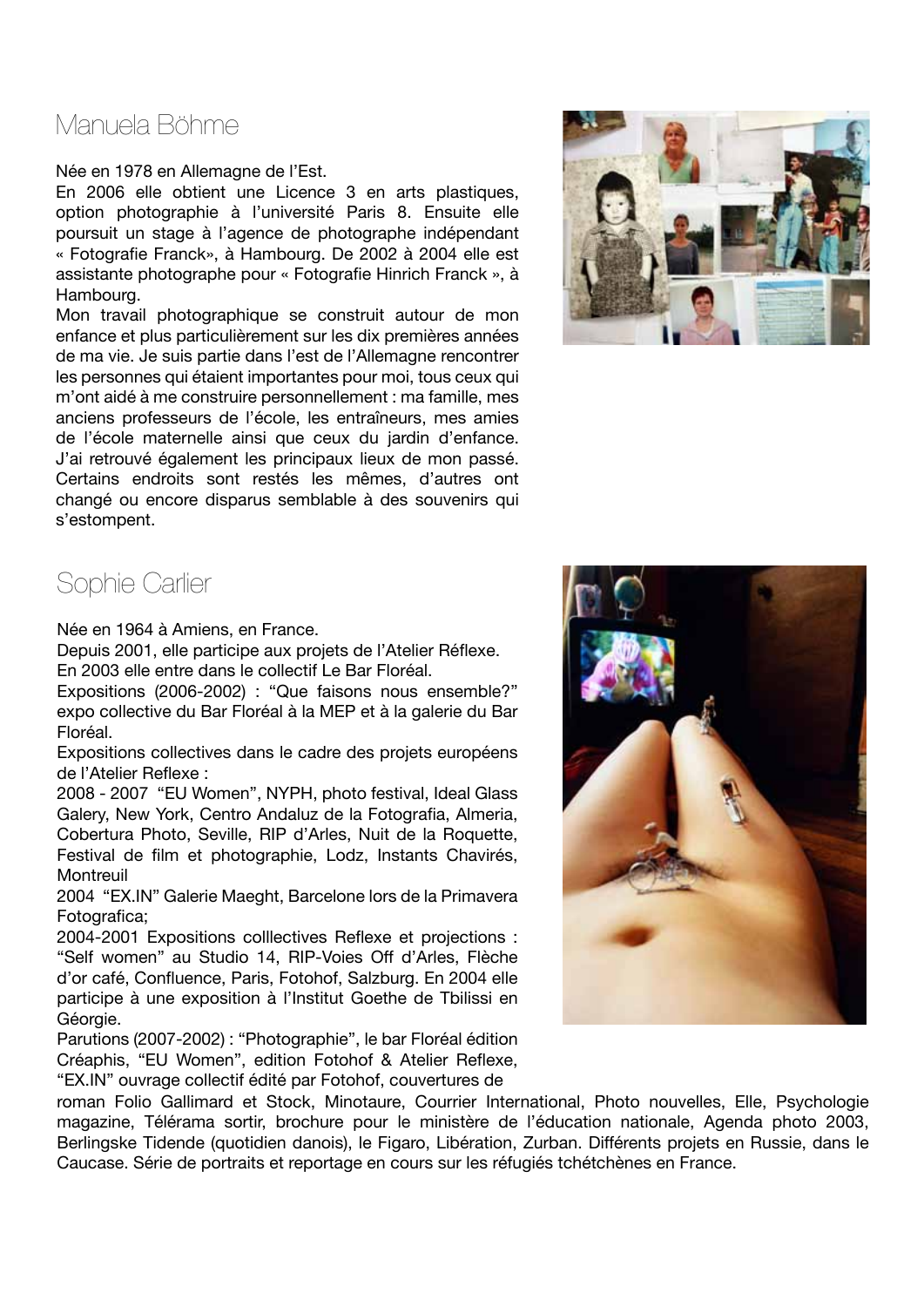## Manuela Böhme

Née en 1978 en Allemagne de l'Est.
En 2006 elle obtient une Licence 3 en arts plastiques, option photographie à l'université Paris 8. Ensuite elle poursuit un stage à l'agence de photographe indépendant « Fotografie Franck», à Hambourg. De 2002 à 2004 elle est assistante photographe pour « Fotografie Hinrich Franck », à Hambourg.
Mon travail photographique se construit autour de mon enfance et plus particulièrement sur les dix premières années de ma vie. Je suis partie dans l'est de l'Allemagne rencontrer les personnes qui étaient importantes pour moi, tous ceux qui m'ont aidé à me construire personnellement : ma famille, mes anciens professeurs de l'école, les entraîneurs, mes amies de l'école maternelle ainsi que ceux du jardin d'enfance. J'ai retrouvé également les principaux lieux de mon passé. Certains endroits sont restés les mêmes, d'autres ont changé ou encore disparus semblable à des souvenirs qui s'estompent.

## Sophie Carlier

Née en 1964 à Amiens, en France.
Depuis 2001, elle participe aux projets de l'Atelier Réflexe.
En 2003 elle entre dans le collectif Le Bar Floréal.
Expositions (2006-2002) : "Que faisons nous ensemble?" expo collective du Bar Floréal à la MEP et à la galerie du Bar Floréal.
Expositions collectives dans le cadre des projets européens de l'Atelier Reflexe :
2008 - 2007 "EU Women", NYPH, photo festival, Ideal Glass Galery, New York, Centro Andaluz de la Fotografia, Almeria, Cobertura Photo, Seville, RIP d'Arles, Nuit de la Roquette, Festival de film et photographie, Lodz, Instants Chavirés, Montreuil
2004 "EX.IN" Galerie Maeght, Barcelone lors de la Primavera Fotografica;
2004-2001 Expositions colllectives Reflexe et projections : "Self women" au Studio 14, RIP-Voies Off d'Arles, Flèche d'or café, Confluence, Paris, Fotohof, Salzburg. En 2004 elle participe à une exposition à l'Institut Goethe de Tbilissi en Géorgie.
Parutions (2007-2002) : "Photographie", le bar Floréal édition Créaphis, "EU Women", edition Fotohof & Atelier Reflexe, "EX.IN" ouvrage collectif édité par Fotohof, couvertures de roman Folio Gallimard et Stock, Minotaure, Courrier International, Photo nouvelles, Elle, Psychologie magazine, Télérama sortir, brochure pour le ministère de l'éducation nationale, Agenda photo 2003, Berlingske Tidende (quotidien danois), le Figaro, Libération, Zurban. Différents projets en Russie, dans le Caucase. Série de portraits et reportage en cours sur les réfugiés tchétchènes en France.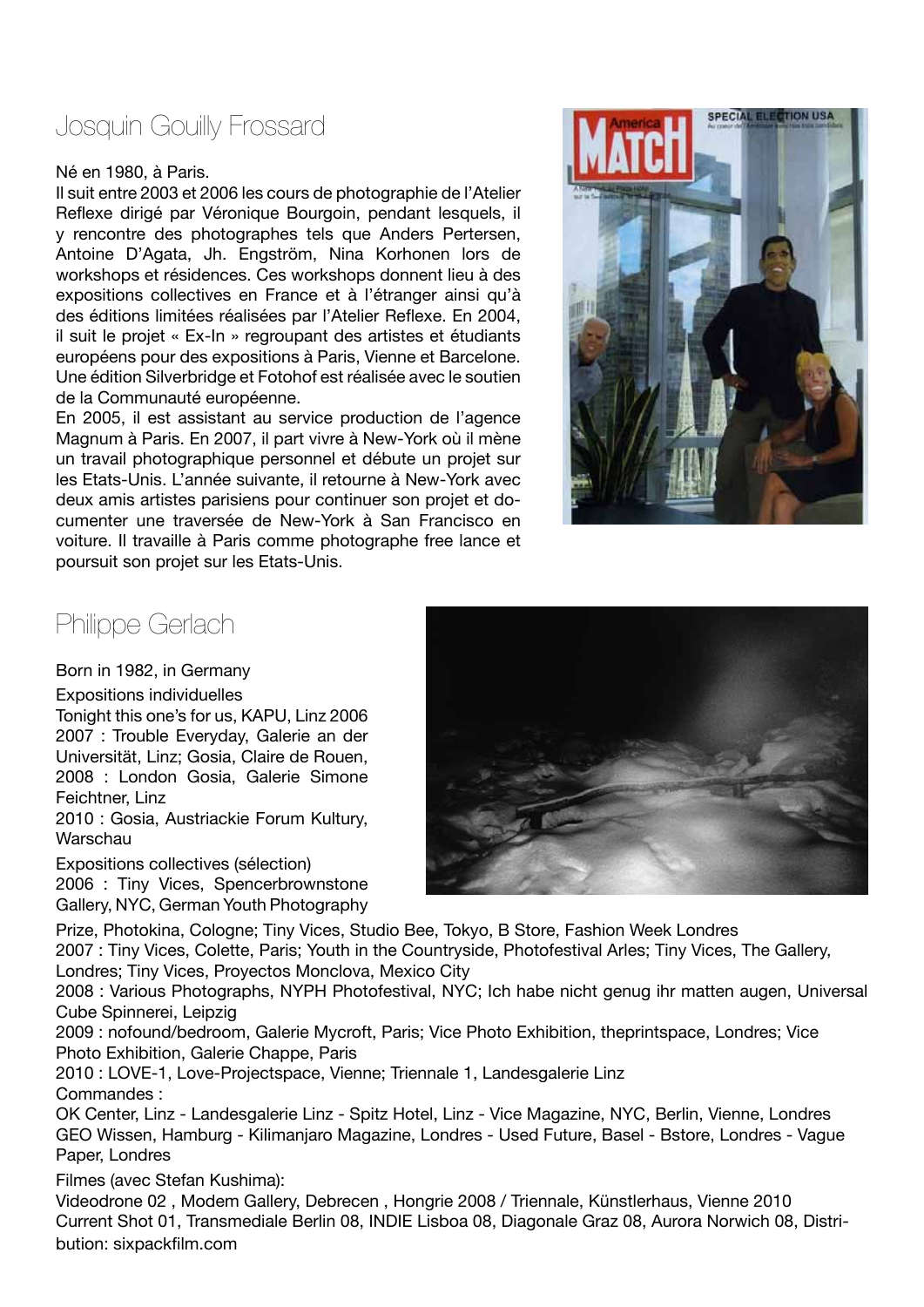## Josquin Gouilly Frossard

Né en 1980, à Paris.

Il suit entre 2003 et 2006 les cours de photographie de l'Atelier Reflexe dirigé par Véronique Bourgoin, pendant lesquels, il y rencontre des photographes tels que Anders Pertersen, Antoine D'Agata, Jh. Engström, Nina Korhonen lors de workshops et résidences. Ces workshops donnent lieu à des expositions collectives en France et à l'étranger ainsi qu'à des éditions limitées réalisées par l'Atelier Reflexe. En 2004, il suit le projet « Ex-In » regroupant des artistes et étudiants européens pour des expositions à Paris, Vienne et Barcelone. Une édition Silverbridge et Fotohof est réalisée avec le soutien de la Communauté européenne.

En 2005, il est assistant au service production de l'agence Magnum à Paris. En 2007, il part vivre à New-York où il mène un travail photographique personnel et débute un projet sur les Etats-Unis. L'année suivante, il retourne à New-York avec deux amis artistes parisiens pour continuer son projet et documenter une traversée de New-York à San Francisco en voiture. Il travaille à Paris comme photographe free lance et poursuit son projet sur les Etats-Unis.

## Philippe Gerlach

Born in 1982, in Germany

Expositions individuelles

Tonight this one's for us, KAPU, Linz 2006

2007 : Trouble Everyday, Galerie an der Universität, Linz; Gosia, Claire de Rouen,

2008 : London Gosia, Galerie Simone Feichtner, Linz

2010 : Gosia, Austriackie Forum Kultury, Warschau

Expositions collectives (sélection)

2006 : Tiny Vices, Spencerbrownstone Gallery, NYC, German Youth Photography Prize, Photokina, Cologne; Tiny Vices, Studio Bee, Tokyo, B Store, Fashion Week Londres

2007 : Tiny Vices, Colette, Paris; Youth in the Countryside, Photofestival Arles; Tiny Vices, The Gallery, Londres; Tiny Vices, Proyectos Monclova, Mexico City

2008 : Various Photographs, NYPH Photofestival, NYC; Ich habe nicht genug ihr matten augen, Universal Cube Spinnerei, Leipzig

2009 : nofound/bedroom, Galerie Mycroft, Paris; Vice Photo Exhibition, theprintspace, Londres; Vice Photo Exhibition, Galerie Chappe, Paris

2010 : LOVE-1, Love-Projectspace, Vienne; Triennale 1, Landesgalerie Linz

Commandes :

OK Center, Linz - Landesgalerie Linz - Spitz Hotel, Linz - Vice Magazine, NYC, Berlin, Vienne, Londres GEO Wissen, Hamburg - Kilimanjaro Magazine, Londres - Used Future, Basel - Bstore, Londres - Vague Paper, Londres

Filmes (avec Stefan Kushima):

Videodrone 02 , Modem Gallery, Debrecen , Hongrie 2008 / Triennale, Künstlerhaus, Vienne 2010

Current Shot 01, Transmediale Berlin 08, INDIE Lisboa 08, Diagonale Graz 08, Aurora Norwich 08, Distribution: sixpackfilm.com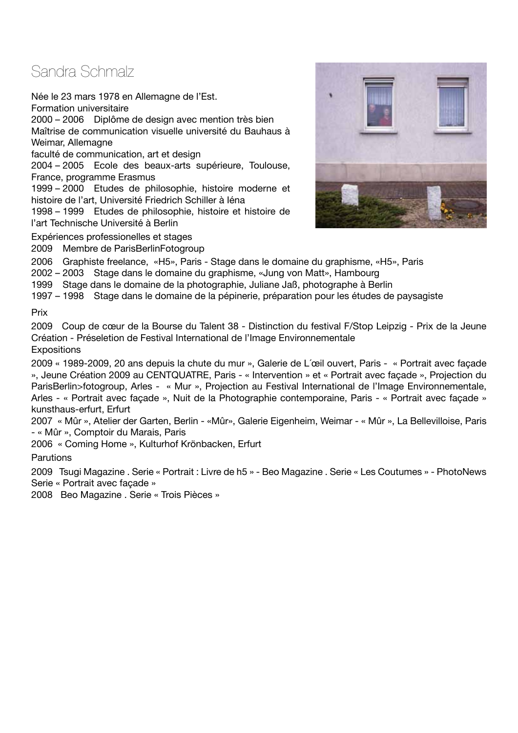# Sandra Schmalz

Née le 23 mars 1978 en Allemagne de l'Est.

Formation universitaire

2000 – 2006 Diplôme de design avec mention très bien
Maîtrise de communication visuelle université du Bauhaus à Weimar, Allemagne
faculté de communication, art et design

2004 – 2005 Ecole des beaux-arts supérieure, Toulouse, France, programme Erasmus

1999 – 2000 Etudes de philosophie, histoire moderne et histoire de l'art, Université Friedrich Schiller à Iéna

1998 – 1999 Etudes de philosophie, histoire et histoire de l'art Technische Université à Berlin

Expériences professionelles et stages

2009 Membre de ParisBerlinFotogroup

2006 Graphiste freelance, «H5», Paris - Stage dans le domaine du graphisme, «H5», Paris

2002 – 2003 Stage dans le domaine du graphisme, «Jung von Matt», Hambourg

1999 Stage dans le domaine de la photographie, Juliane Jaß, photographe à Berlin

1997 – 1998 Stage dans le domaine de la pépinerie, préparation pour les études de paysagiste

Prix

2009 Coup de cœur de la Bourse du Talent 38 - Distinction du festival F/Stop Leipzig - Prix de la Jeune Création - Préseletion de Festival International de l'Image Environnementale

Expositions

2009 « 1989-2009, 20 ans depuis la chute du mur », Galerie de L´œil ouvert, Paris - « Portrait avec façade », Jeune Création 2009 au CENTQUATRE, Paris - « Intervention » et « Portrait avec façade », Projection du ParisBerlin>fotogroup, Arles - « Mur », Projection au Festival International de l'Image Environnementale, Arles - « Portrait avec façade », Nuit de la Photographie contemporaine, Paris - « Portrait avec façade » kunsthaus-erfurt, Erfurt

2007 « Mûr », Atelier der Garten, Berlin - «Mûr», Galerie Eigenheim, Weimar - « Mûr », La Bellevilloise, Paris - « Mûr », Comptoir du Marais, Paris

2006 « Coming Home », Kulturhof Krönbacken, Erfurt

Parutions

2009 Tsugi Magazine . Serie « Portrait : Livre de h5 » - Beo Magazine . Serie « Les Coutumes » - PhotoNews Serie « Portrait avec façade »

2008 Beo Magazine . Serie « Trois Pièces »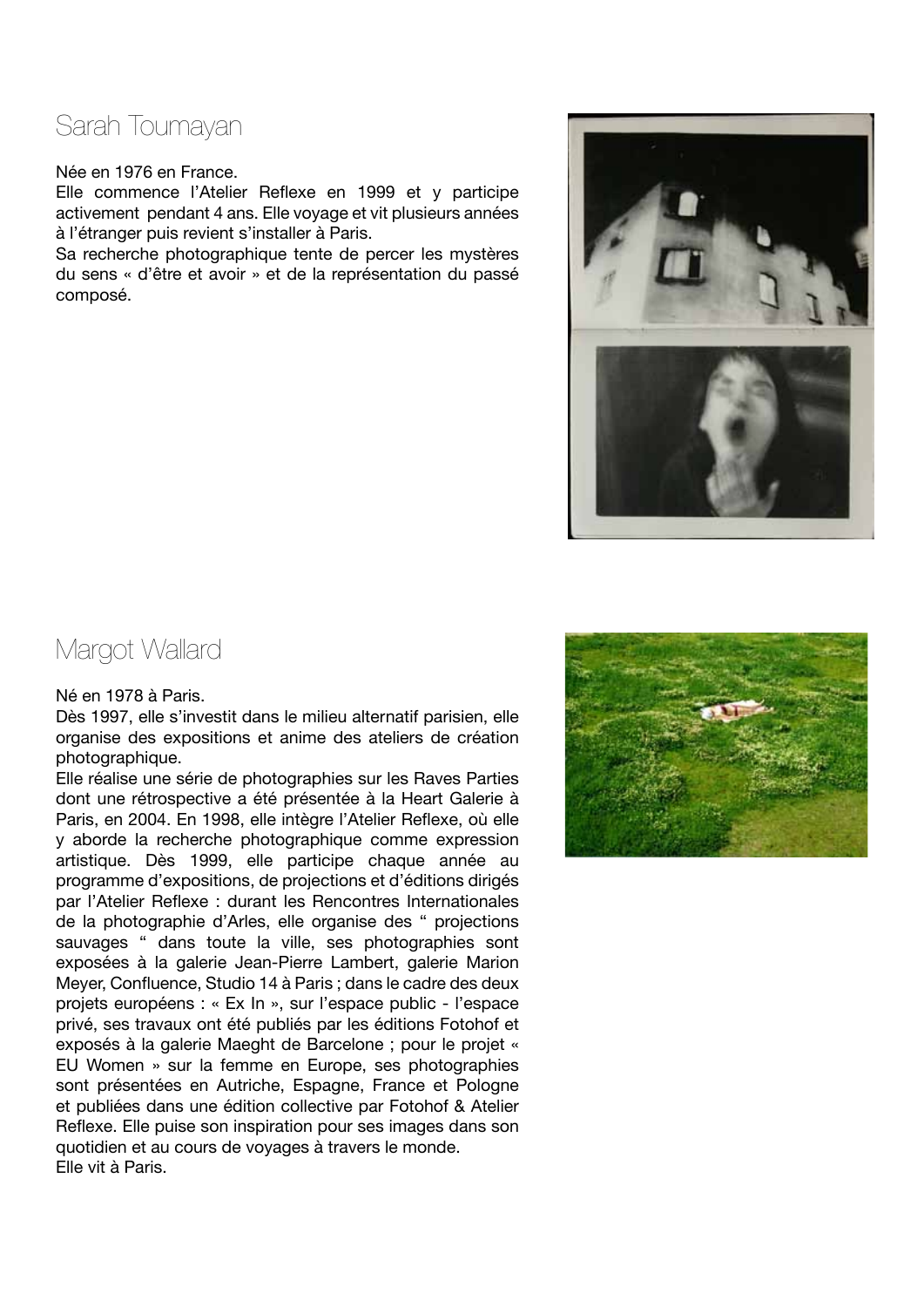## Sarah Toumayan

Née en 1976 en France.
Elle commence l'Atelier Reflexe en 1999 et y participe activement pendant 4 ans. Elle voyage et vit plusieurs années à l'étranger puis revient s'installer à Paris.
Sa recherche photographique tente de percer les mystères du sens « d'être et avoir » et de la représentation du passé composé.

## Margot Wallard

Né en 1978 à Paris.
Dès 1997, elle s'investit dans le milieu alternatif parisien, elle organise des expositions et anime des ateliers de création photographique.
Elle réalise une série de photographies sur les Raves Parties dont une rétrospective a été présentée à la Heart Galerie à Paris, en 2004. En 1998, elle intègre l'Atelier Reflexe, où elle y aborde la recherche photographique comme expression artistique. Dès 1999, elle participe chaque année au programme d'expositions, de projections et d'éditions dirigés par l'Atelier Reflexe : durant les Rencontres Internationales de la photographie d'Arles, elle organise des " projections sauvages " dans toute la ville, ses photographies sont exposées à la galerie Jean-Pierre Lambert, galerie Marion Meyer, Confluence, Studio 14 à Paris ; dans le cadre des deux projets européens : « Ex In », sur l'espace public - l'espace privé, ses travaux ont été publiés par les éditions Fotohof et exposés à la galerie Maeght de Barcelone ; pour le projet « EU Women » sur la femme en Europe, ses photographies sont présentées en Autriche, Espagne, France et Pologne et publiées dans une édition collective par Fotohof & Atelier Reflexe. Elle puise son inspiration pour ses images dans son quotidien et au cours de voyages à travers le monde.
Elle vit à Paris.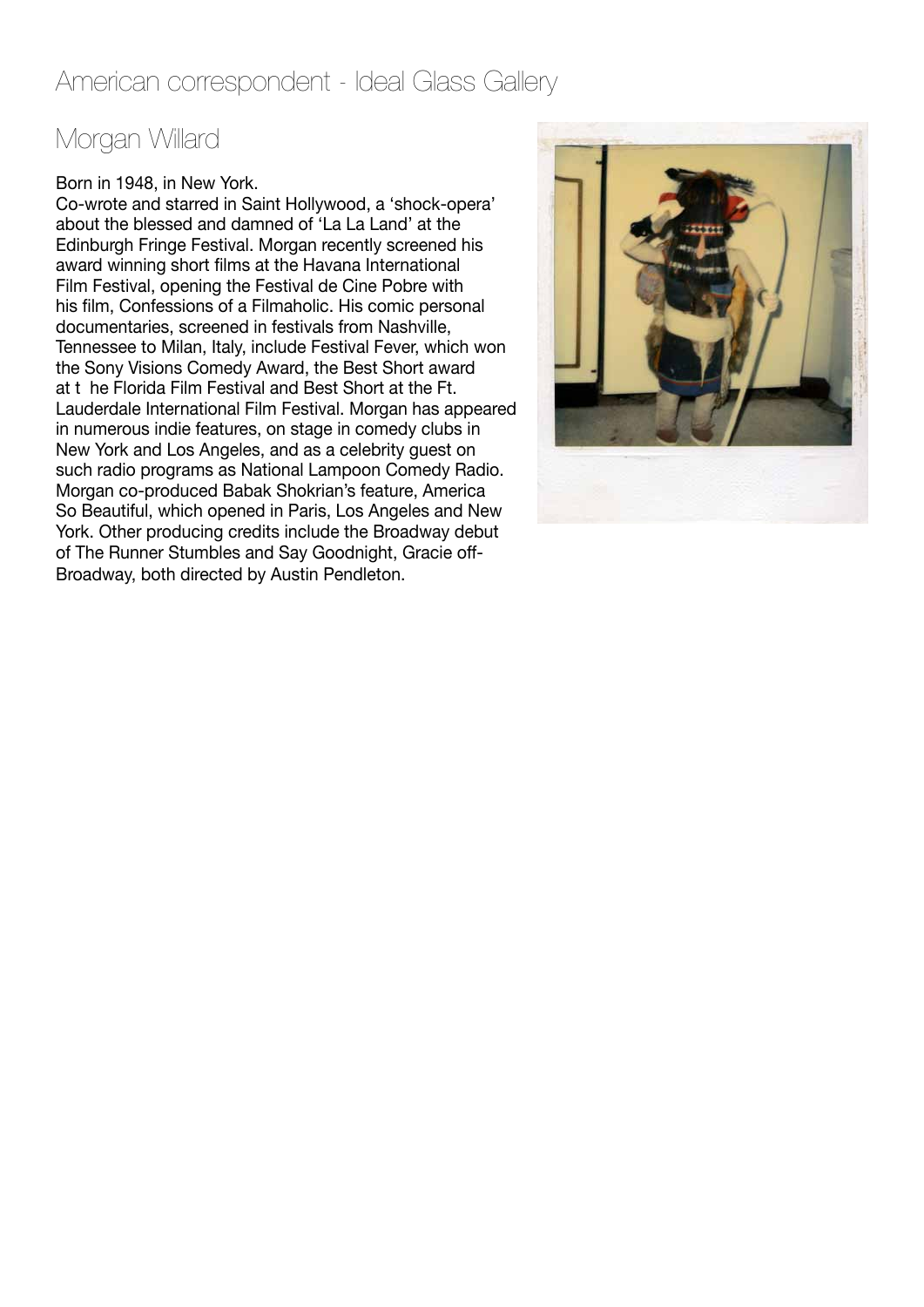# American correspondent - Ideal Glass Gallery

## Morgan Willard

Born in 1948, in New York.
Co-wrote and starred in Saint Hollywood, a 'shock-opera' about the blessed and damned of 'La La Land' at the Edinburgh Fringe Festival. Morgan recently screened his award winning short films at the Havana International Film Festival, opening the Festival de Cine Pobre with his film, Confessions of a Filmaholic. His comic personal documentaries, screened in festivals from Nashville, Tennessee to Milan, Italy, include Festival Fever, which won the Sony Visions Comedy Award, the Best Short award at t he Florida Film Festival and Best Short at the Ft. Lauderdale International Film Festival. Morgan has appeared in numerous indie features, on stage in comedy clubs in New York and Los Angeles, and as a celebrity guest on such radio programs as National Lampoon Comedy Radio. Morgan co-produced Babak Shokrian's feature, America So Beautiful, which opened in Paris, Los Angeles and New York. Other producing credits include the Broadway debut of The Runner Stumbles and Say Goodnight, Gracie off-Broadway, both directed by Austin Pendleton.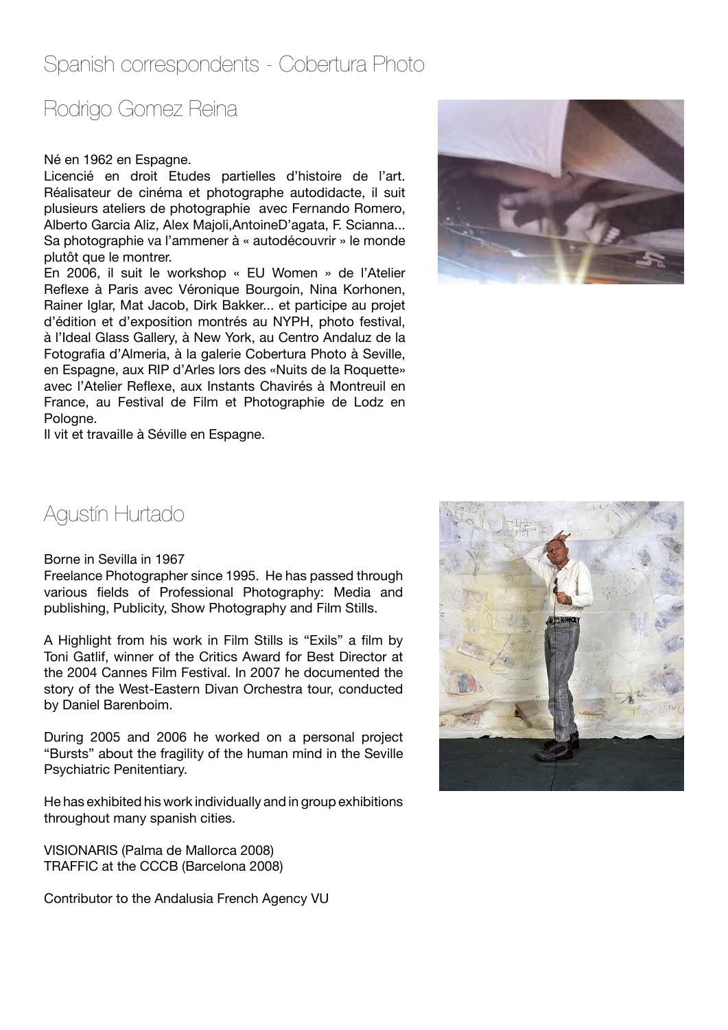# Spanish correspondents - Cobertura Photo

## Rodrigo Gomez Reina

Né en 1962 en Espagne.
Licencié en droit Etudes partielles d'histoire de l'art. Réalisateur de cinéma et photographe autodidacte, il suit plusieurs ateliers de photographie avec Fernando Romero, Alberto Garcia Aliz, Alex Majoli,AntoineD'agata, F. Scianna... Sa photographie va l'ammener à « autodécouvrir » le monde plutôt que le montrer.
En 2006, il suit le workshop « EU Women » de l'Atelier Reflexe à Paris avec Véronique Bourgoin, Nina Korhonen, Rainer Iglar, Mat Jacob, Dirk Bakker... et participe au projet d'édition et d'exposition montrés au NYPH, photo festival, à l'Ideal Glass Gallery, à New York, au Centro Andaluz de la Fotografia d'Almeria, à la galerie Cobertura Photo à Seville, en Espagne, aux RIP d'Arles lors des «Nuits de la Roquette» avec l'Atelier Reflexe, aux Instants Chavirés à Montreuil en France, au Festival de Film et Photographie de Lodz en Pologne.
Il vit et travaille à Séville en Espagne.

## Agustín Hurtado

Borne in Sevilla in 1967
Freelance Photographer since 1995. He has passed through various fields of Professional Photography: Media and publishing, Publicity, Show Photography and Film Stills.

A Highlight from his work in Film Stills is "Exils" a film by Toni Gatlif, winner of the Critics Award for Best Director at the 2004 Cannes Film Festival. In 2007 he documented the story of the West-Eastern Divan Orchestra tour, conducted by Daniel Barenboim.

During 2005 and 2006 he worked on a personal project "Bursts" about the fragility of the human mind in the Seville Psychiatric Penitentiary.

He has exhibited his work individually and in group exhibitions throughout many spanish cities.

VISIONARIS (Palma de Mallorca 2008)
TRAFFIC at the CCCB (Barcelona 2008)

Contributor to the Andalusia French Agency VU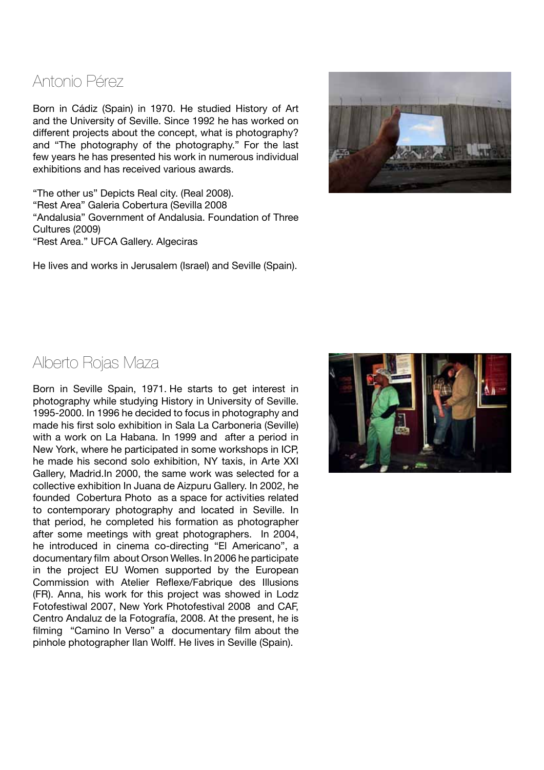## Antonio Pérez

Born in Cádiz (Spain) in 1970. He studied History of Art and the University of Seville. Since 1992 he has worked on different projects about the concept, what is photography? and "The photography of the photography." For the last few years he has presented his work in numerous individual exhibitions and has received various awards.

"The other us" Depicts Real city. (Real 2008).
"Rest Area" Galeria Cobertura (Sevilla 2008
"Andalusia" Government of Andalusia. Foundation of Three Cultures (2009)
"Rest Area." UFCA Gallery. Algeciras

He lives and works in Jerusalem (Israel) and Seville (Spain).

## Alberto Rojas Maza

Born in Seville Spain, 1971. He starts to get interest in photography while studying History in University of Seville. 1995-2000. In 1996 he decided to focus in photography and made his first solo exhibition in Sala La Carboneria (Seville) with a work on La Habana. In 1999 and after a period in New York, where he participated in some workshops in ICP, he made his second solo exhibition, NY taxis, in Arte XXI Gallery, Madrid.In 2000, the same work was selected for a collective exhibition In Juana de Aizpuru Gallery. In 2002, he founded Cobertura Photo as a space for activities related to contemporary photography and located in Seville. In that period, he completed his formation as photographer after some meetings with great photographers. In 2004, he introduced in cinema co-directing "El Americano", a documentary film about Orson Welles. In 2006 he participate in the project EU Women supported by the European Commission with Atelier Reflexe/Fabrique des Illusions (FR). Anna, his work for this project was showed in Lodz Fotofestiwal 2007, New York Photofestival 2008 and CAF, Centro Andaluz de la Fotografía, 2008. At the present, he is filming "Camino In Verso" a documentary film about the pinhole photographer Ilan Wolff. He lives in Seville (Spain).